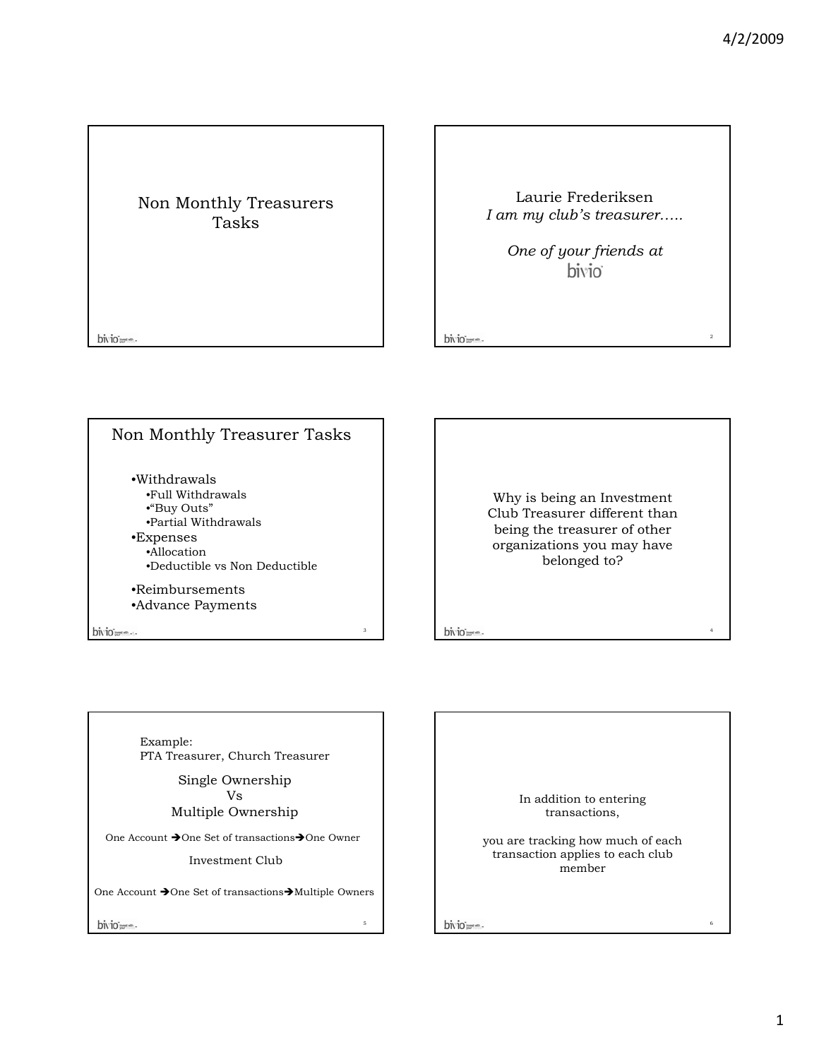# Non Monthly Treasurers Tasks

Laurie Frederiksen
*I am my club's treasurer.....*

*One of your friends at*
bivio

## Non Monthly Treasurer Tasks

- Withdrawals
  - Full Withdrawals
  - "Buy Outs"
  - Partial Withdrawals
- Expenses
  - Allocation
  - Deductible vs Non Deductible
- Reimbursements
- Advance Payments

Why is being an Investment Club Treasurer different than being the treasurer of other organizations you may have belonged to?

Example:
PTA Treasurer, Church Treasurer

Single Ownership
Vs
Multiple Ownership

One Account ➔One Set of transactions➔One Owner

Investment Club

One Account ➔One Set of transactions➔Multiple Owners

In addition to entering transactions,

you are tracking how much of each transaction applies to each club member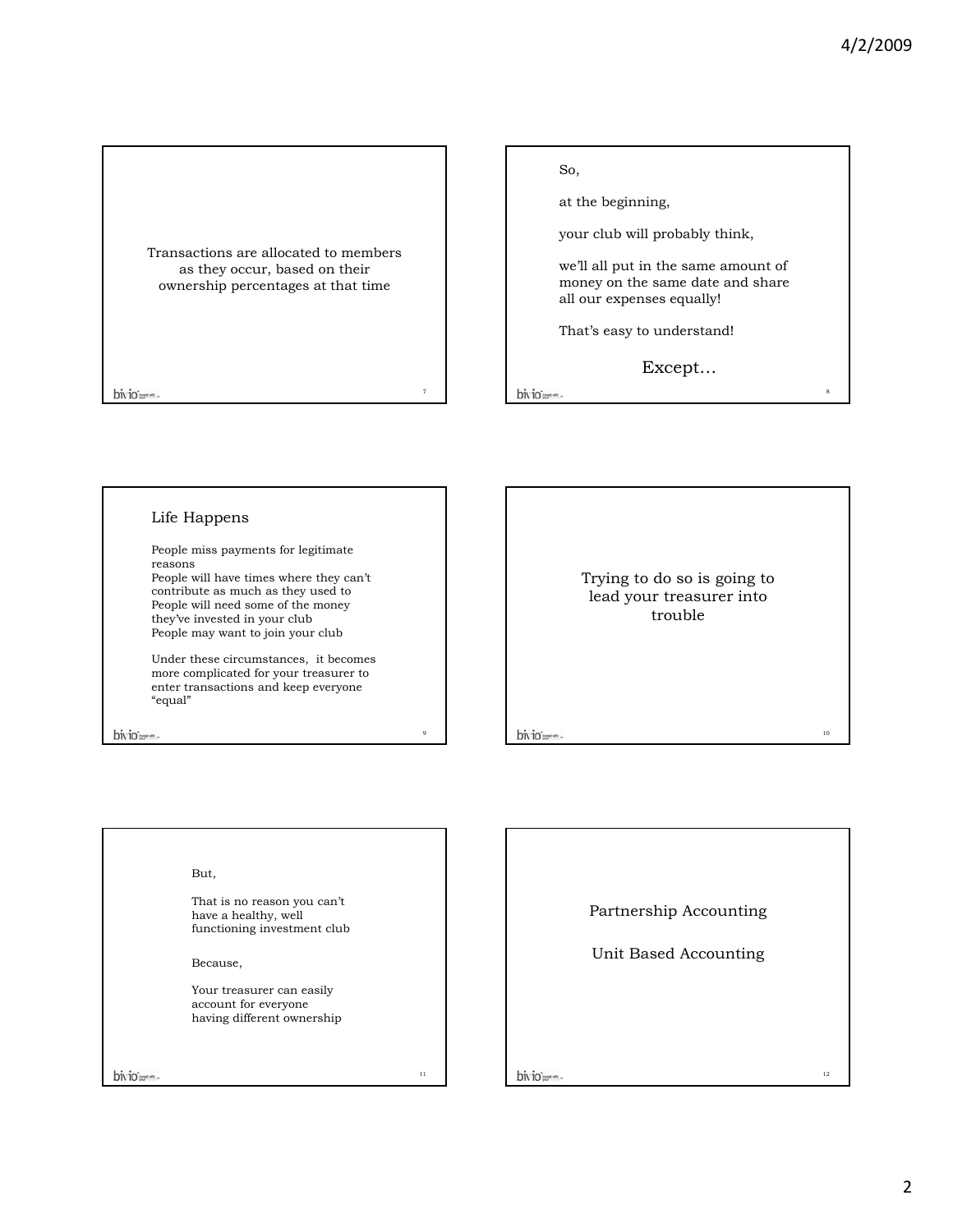Transactions are allocated to members as they occur, based on their ownership percentages at that time

So,

at the beginning,

your club will probably think,

we'll all put in the same amount of money on the same date and share all our expenses equally!

That's easy to understand!

Except…

## Life Happens

People miss payments for legitimate reasons
People will have times where they can't contribute as much as they used to
People will need some of the money they've invested in your club
People may want to join your club

Under these circumstances, it becomes more complicated for your treasurer to enter transactions and keep everyone "equal"

Trying to do so is going to lead your treasurer into trouble

But,

That is no reason you can't have a healthy, well functioning investment club

Because,

Your treasurer can easily account for everyone having different ownership

Partnership Accounting

Unit Based Accounting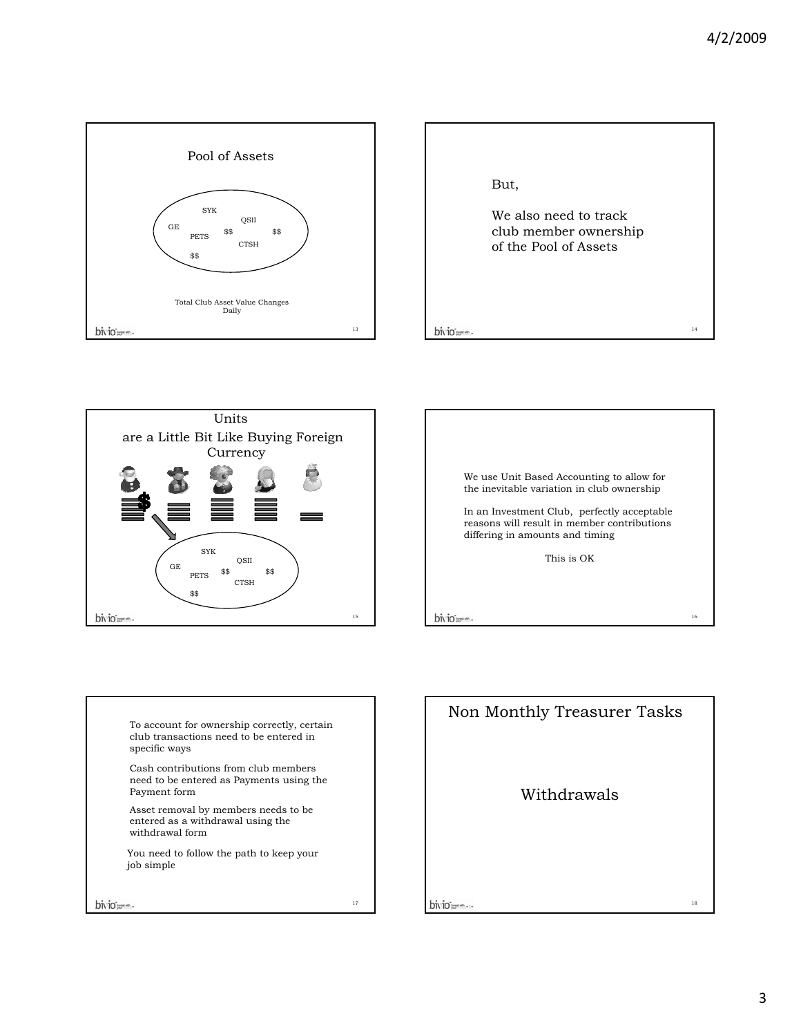## Pool of Assets

SYK
QSII
GE
PETS
$$
$$
CTSH
$$

Total Club Asset Value Changes Daily

But,

We also need to track club member ownership of the Pool of Assets

## Units are a Little Bit Like Buying Foreign Currency

SYK
QSII
GE
PETS
$$
$$
CTSH
$$

We use Unit Based Accounting to allow for the inevitable variation in club ownership

In an Investment Club, perfectly acceptable reasons will result in member contributions differing in amounts and timing

This is OK

To account for ownership correctly, certain club transactions need to be entered in specific ways

Cash contributions from club members need to be entered as Payments using the Payment form

Asset removal by members needs to be entered as a withdrawal using the withdrawal form

You need to follow the path to keep your job simple

## Non Monthly Treasurer Tasks

Withdrawals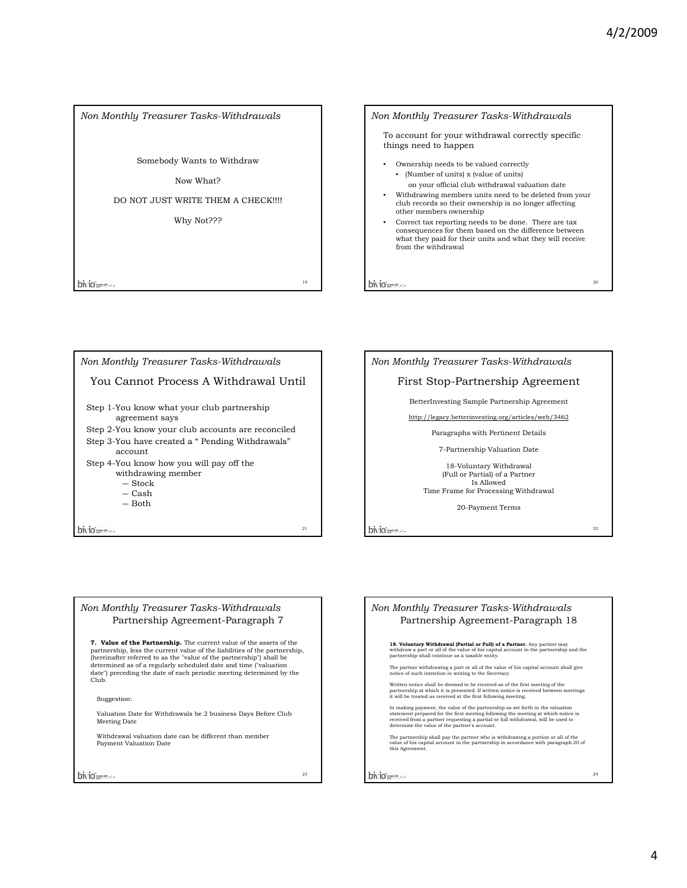## Non Monthly Treasurer Tasks-Withdrawals

Somebody Wants to Withdraw

Now What?

DO NOT JUST WRITE THEM A CHECK!!!!

Why Not???

## Non Monthly Treasurer Tasks-Withdrawals

To account for your withdrawal correctly specific things need to happen

- Ownership needs to be valued correctly
  - (Number of units) x (value of units) on your official club withdrawal valuation date
- Withdrawing members units need to be deleted from your club records so their ownership is no longer affecting other members ownership
- Correct tax reporting needs to be done. There are tax consequences for them based on the difference between what they paid for their units and what they will receive from the withdrawal

## Non Monthly Treasurer Tasks-Withdrawals

### You Cannot Process A Withdrawal Until

Step 1-You know what your club partnership agreement says

Step 2-You know your club accounts are reconciled

Step 3-You have created a " Pending Withdrawals" account

Step 4-You know how you will pay off the withdrawing member
- Stock
- Cash
- Both

## Non Monthly Treasurer Tasks-Withdrawals

### First Stop-Partnership Agreement

BetterInvesting Sample Partnership Agreement

http://legacy.betterinvesting.org/articles/web/3462

Paragraphs with Pertinent Details

7-Partnership Valuation Date

18-Voluntary Withdrawal (Full or Partial) of a Partner Is Allowed
Time Frame for Processing Withdrawal

20-Payment Terms

## Non Monthly Treasurer Tasks-Withdrawals

### Partnership Agreement-Paragraph 7

**7. Value of the Partnership.** The current value of the assets of the partnership, less the current value of the liabilities of the partnership, (hereinafter referred to as the "value of the partnership") shall be determined as of a regularly scheduled date and time ("valuation date") preceding the date of each periodic meeting determined by the Club.

Suggestion:

Valuation Date for Withdrawals be 2 business Days Before Club Meeting Date

Withdrawal valuation date can be different than member Payment Valuation Date

## Non Monthly Treasurer Tasks-Withdrawals

### Partnership Agreement-Paragraph 18

**18. Voluntary Withdrawal (Partial or Full) of a Partner.** Any partner may withdraw a part or all of the value of his capital account in the partnership and the partnership shall continue as a taxable entity.

The partner withdrawing a part or all of the value of his capital account shall give notice of such intention in writing to the Secretary.

Written notice shall be deemed to be received as of the first meeting of the partnership at which it is presented. If written notice is received between meetings it will be treated as received at the first following meeting.

In making payment, the value of the partnership as set forth in the valuation statement prepared for the first meeting following the meeting at which notice is received from a partner requesting a partial or full withdrawal, will be used to determine the value of the partner's account.

The partnership shall pay the partner who is withdrawing a portion or all of the value of his capital account in the partnership in accordance with paragraph 20 of this Agreement.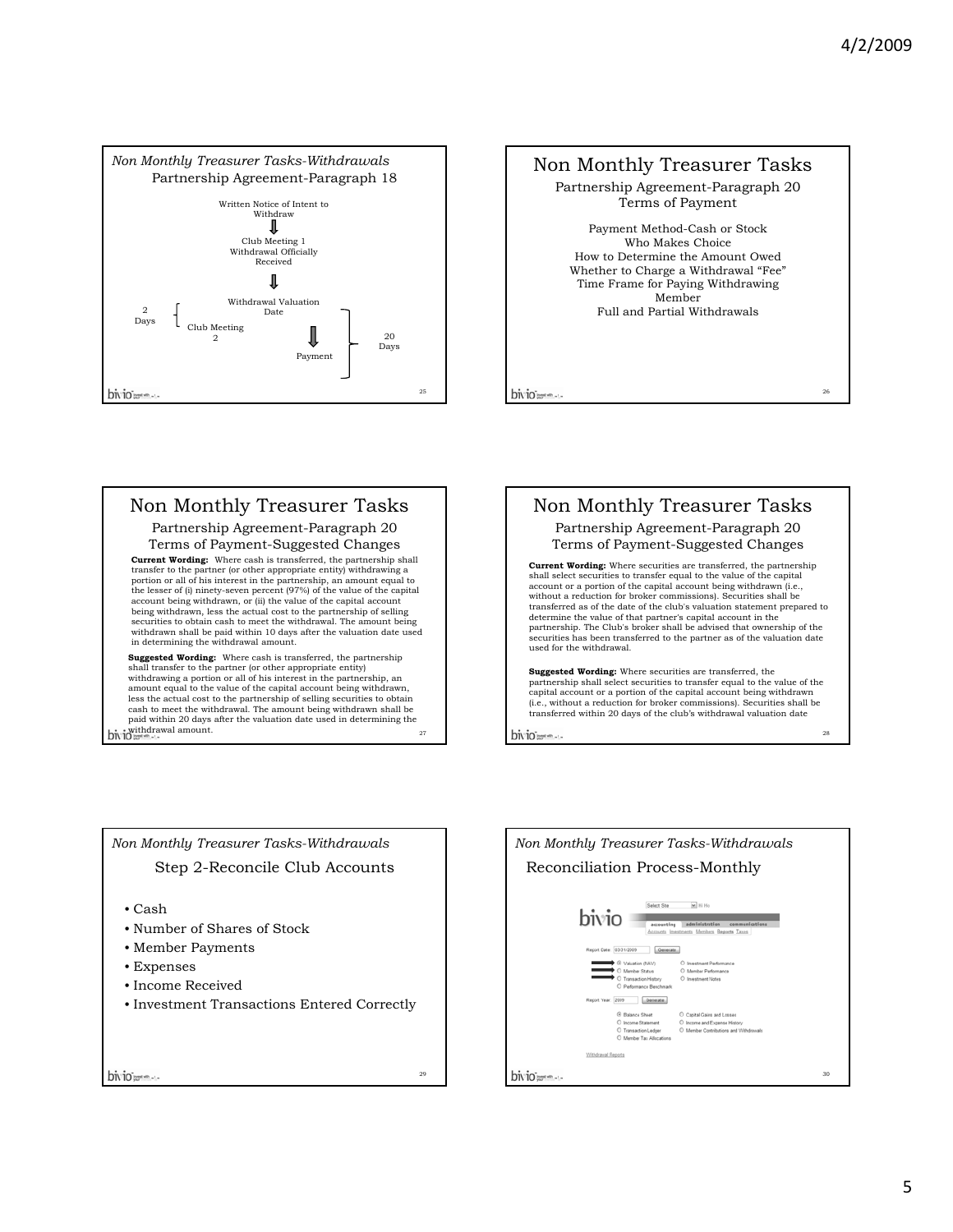## Non Monthly Treasurer Tasks-Withdrawals

### Partnership Agreement-Paragraph 18

Written Notice of Intent to Withdraw

⇓

Club Meeting 1 Withdrawal Officially Received

⇓

Withdrawal Valuation Date

2 Days — Club Meeting 2

⇓

Payment

20 Days

## Non Monthly Treasurer Tasks

### Partnership Agreement-Paragraph 20 Terms of Payment

Payment Method-Cash or Stock
Who Makes Choice
How to Determine the Amount Owed
Whether to Charge a Withdrawal "Fee"
Time Frame for Paying Withdrawing Member
Full and Partial Withdrawals

## Non Monthly Treasurer Tasks

### Partnership Agreement-Paragraph 20 Terms of Payment-Suggested Changes

**Current Wording:** Where cash is transferred, the partnership shall transfer to the partner (or other appropriate entity) withdrawing a portion or all of his interest in the partnership, an amount equal to the lesser of (i) ninety-seven percent (97%) of the value of the capital account being withdrawn, or (ii) the value of the capital account being withdrawn, less the actual cost to the partnership of selling securities to obtain cash to meet the withdrawal. The amount being withdrawn shall be paid within 10 days after the valuation date used in determining the withdrawal amount.

**Suggested Wording:** Where cash is transferred, the partnership shall transfer to the partner (or other appropriate entity) withdrawing a portion or all of his interest in the partnership, an amount equal to the value of the capital account being withdrawn, less the actual cost to the partnership of selling securities to obtain cash to meet the withdrawal. The amount being withdrawn shall be paid within 20 days after the valuation date used in determining the withdrawal amount.

## Non Monthly Treasurer Tasks

### Partnership Agreement-Paragraph 20 Terms of Payment-Suggested Changes

**Current Wording:** Where securities are transferred, the partnership shall select securities to transfer equal to the value of the capital account or a portion of the capital account being withdrawn (i.e., without a reduction for broker commissions). Securities shall be transferred as of the date of the club's valuation statement prepared to determine the value of that partner's capital account in the partnership. The Club's broker shall be advised that ownership of the securities has been transferred to the partner as of the valuation date used for the withdrawal.

**Suggested Wording:** Where securities are transferred, the partnership shall select securities to transfer equal to the value of the capital account or a portion of the capital account being withdrawn (i.e., without a reduction for broker commissions). Securities shall be transferred within 20 days of the club's withdrawal valuation date

## Non Monthly Treasurer Tasks-Withdrawals

### Step 2-Reconcile Club Accounts

- Cash
- Number of Shares of Stock
- Member Payments
- Expenses
- Income Received
- Investment Transactions Entered Correctly

## Non Monthly Treasurer Tasks-Withdrawals

### Reconciliation Process-Monthly

bivio — accounting | administration | communications

Accounts Investments Members Reports Taxes

Report Date: 03/31/2009 [Generate]

- ◉ Valuation (NAV) ○ Investment Performance
- ○ Member Status ○ Member Performance
- ○ Transaction History ○ Investment Notes
- ○ Performance Benchmark

Report Year: 2009 [Generate]

- ◉ Balance Sheet ○ Capital Gains and Losses
- ○ Income Statement ○ Income and Expense History
- ○ Transaction Ledger ○ Member Contributions and Withdrawals
- ○ Member Tax Allocations

Withdrawal Reports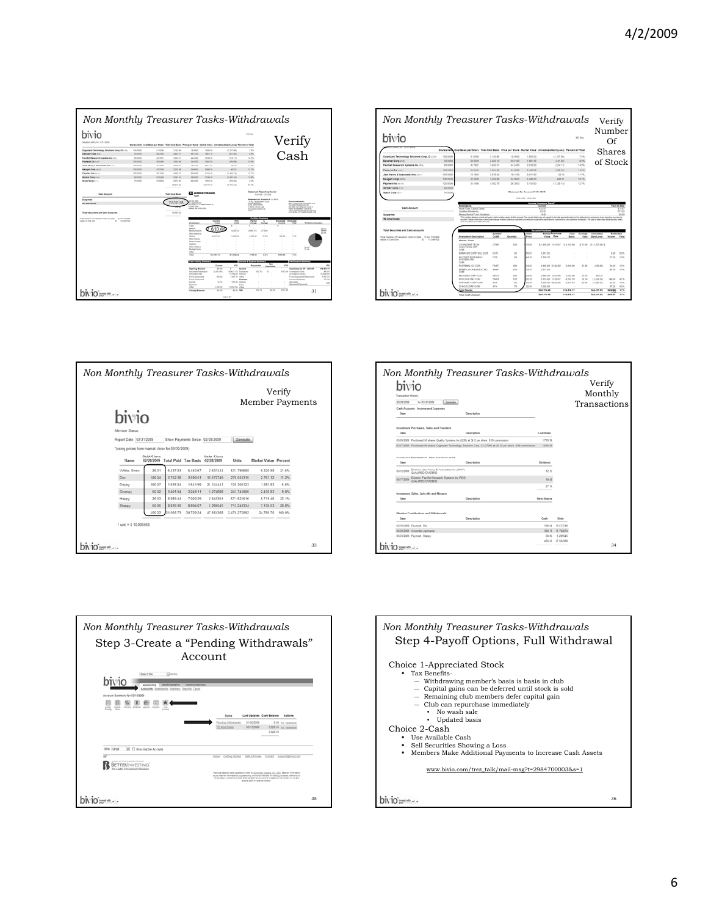## Non Monthly Treasurer Tasks-Withdrawals

Verify Cash

## Non Monthly Treasurer Tasks-Withdrawals

Verify Number Of Shares of Stock

## Non Monthly Treasurer Tasks-Withdrawals

Verify Member Payments

Member Status

Report Date: 03/31/2009 Show Payments Since: 02/28/2009 Generate

*(using prices from market close for 03/30/2009)

| Name | Paid Since 02/28/2009 | Total Paid | Tax Basis | Units Since 02/28/2009 | Units | Market Value | Percent |
|---|---|---|---|---|---|---|---|
| White, Snow | 25.01 | 6,437.03 | 6,450.67 | 2.637444 | 631.796698 | 6,326.98 | 21.6% |
| Doc | 100.04 | 3,752.38 | 3,690.51 | 10.477726 | 276.666316 | 2,767.10 | 11.2% |
| Dopey | 200.07 | 1,636.84 | 1,541.99 | 21.144441 | 138.306123 | 1,383.83 | 5.6% |
| Grumpy | 50.02 | 3,601.94 | 3,248.11 | 5.271888 | 243.746006 | 2,438.83 | 9.8% |
| Happy | 25.03 | 6,989.44 | 7,003.29 | 2.641301 | 571.621616 | 5,715.46 | 23.1% |
| Sleepy | 50.05 | 8,939.30 | 8,994.67 | 5.286646 | 713.240334 | 7,136.53 | 28.8% |
| | 450.22 | 31,366.73 | 30,729.24 | 47.464368 | 2,475.273092 | 24,766.75 | 100.0% |

1 unit = $ 10.005668

## Non Monthly Treasurer Tasks-Withdrawals

Verify Monthly Transactions

## Non Monthly Treasurer Tasks-Withdrawals

### Step 3-Create a "Pending Withdrawals" Account

## Non Monthly Treasurer Tasks-Withdrawals

### Step 4-Payoff Options, Full Withdrawal

- Choice 1-Appreciated Stock
  - Tax Benefits-
    - Withdrawing member's basis is basis in club
    - Capital gains can be deferred until stock is sold
    - Remaining club members defer capital gain
    - Club can repurchase immediately
      - No wash sale
      - Updated basis
- Choice 2-Cash
  - Use Available Cash
  - Sell Securities Showing a Loss
  - Members Make Additional Payments to Increase Cash Assets

www.bivio.com/trez_talk/mail-msg?t=2984700003&s=1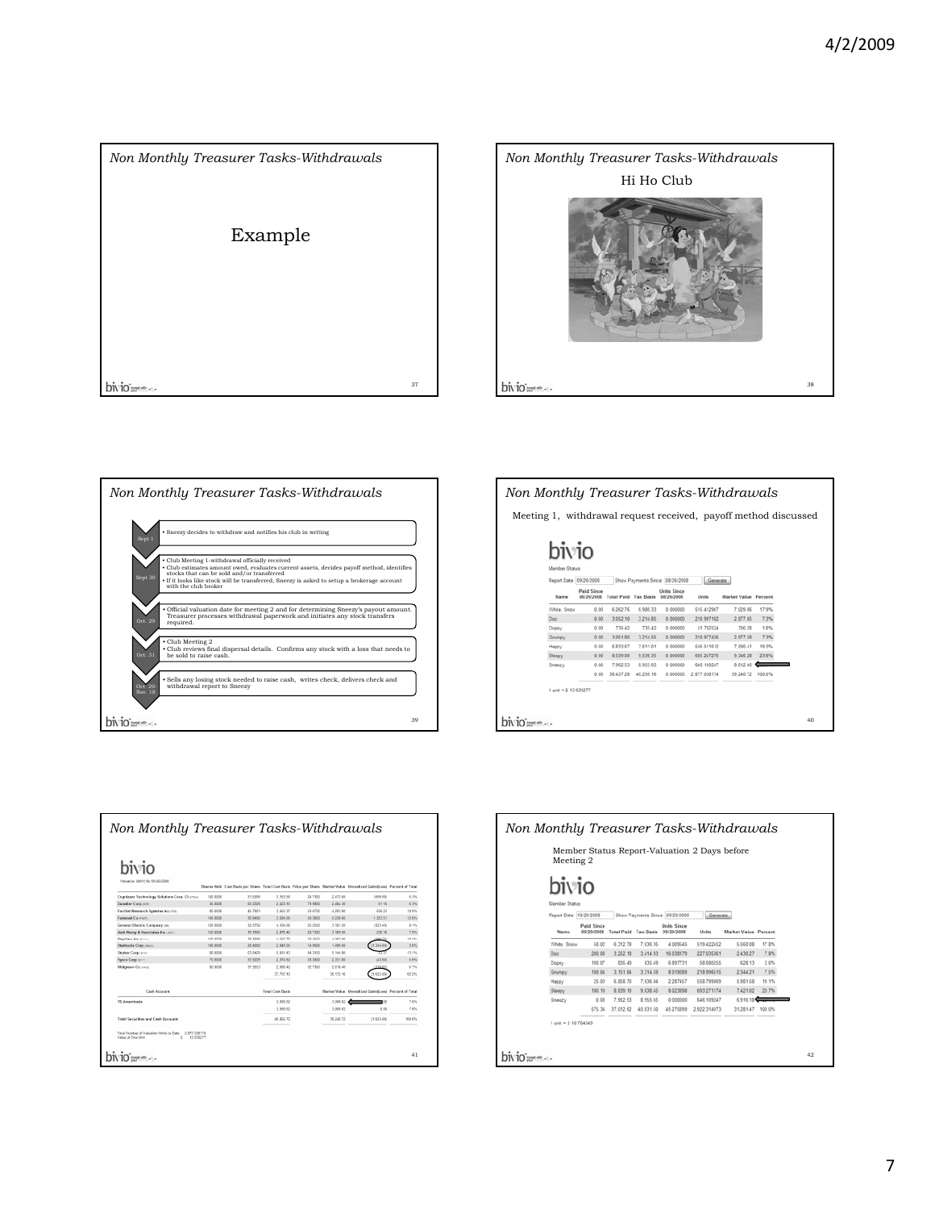## Non Monthly Treasurer Tasks-Withdrawals

Example

## Non Monthly Treasurer Tasks-Withdrawals

Hi Ho Club

## Non Monthly Treasurer Tasks-Withdrawals

- **Sept 1**
  - Sneezy decides to withdraw and notifies his club in writing
- **Sept 30**
  - Club Meeting 1-withdrawal officially received
  - Club estimates amount owed, evaluates current assets, decides payoff method, identifies stocks that can be sold and/or transferred
  - If it looks like stock will be transferred, Sneezy is asked to setup a brokerage account with the club broker
- **Oct. 29**
  - Official valuation date for meeting 2 and for determining Sneezy's payout amount. Treasurer processes withdrawal paperwork and initiates any stock transfers required.
- **Oct. 31**
  - Club Meeting 2
  - Club reviews final dispersal details. Confirms any stock with a loss that needs to be sold to raise cash.
- **Oct. 29-Nov. 18**
  - Sells any losing stock needed to raise cash, writes check, delivers check and withdrawal report to Sneezy

## Non Monthly Treasurer Tasks-Withdrawals

Meeting 1, withdrawal request received, payoff method discussed

Member Status

Report Date: 09/26/2008 Show Payments Since: 08/26/2008

| Name | Paid Since 08/26/2008 | Total Paid | Tax Basis | Units Since 08/26/2008 | Units | Market Value | Percent |
|---|---|---|---|---|---|---|---|
| White, Snow | 0.00 | 6,262.76 | 6,986.33 | 0.000000 | 515.412967 | 7,029.86 | 17.9% |
| Doc | 0.00 | 3,052.10 | 3,214.86 | 0.000000 | 210.997182 | 2,877.85 | 7.3% |
| Dopey | 0.00 | 736.42 | 736.42 | 0.000000 | 51.792534 | 706.38 | 1.8% |
| Grumpy | 0.00 | 3,051.80 | 3,214.66 | 0.000000 | 210.977436 | 2,877.08 | 7.3% |
| Happy | 0.00 | 6,833.67 | 7,611.05 | 0.000000 | 556.515612 | 7,590.41 | 19.3% |
| Sleepy | 0.00 | 8,539.00 | 9,536.35 | 0.000000 | 685.247276 | 9,346.28 | 23.8% |
| Sneezy | 0.00 | 7,962.53 | 8,956.65 | 0.000000 | 646.109247 | 8,812.46 | 22.5% |
| | 0.00 | 36,437.28 | 40,256.16 | 0.000000 | 2,877.038174 | 39,240.72 | 100.0% |

1 unit = $ 13.639277

## Non Monthly Treasurer Tasks-Withdrawals

Valuation Report for 09/26/2008

| | Shares Held | Cost Basis per Share | Total Cost Basis | Price per Share | Market Value | Unrealized Gain/(Loss) | Percent of Total |
|---|---|---|---|---|---|---|---|
| Cognizant Technology Solutions Corp. Cl (CTSH) | 100.0000 | 31.5356 | 3,153.56 | 24.7300 | 2,473.00 | (680.56) | 6.3% |
| Danaher Corp (DHR) | 35.0000 | 69.2309 | 2,423.10 | 70.9800 | 2,484.30 | 61.16 | 6.3% |
| FactSet Research Systems Inc (FDS) | 80.0000 | 45.7921 | 3,663.37 | 53.6700 | 4,293.60 | 630.23 | 10.9% |
| Fastenal Co (FAST) | 100.0000 | 35.8480 | 3,584.80 | 49.3800 | 4,938.00 | 1,353.20 | 12.6% |
| General Electric Company (GE) | 120.0000 | 32.3752 | 4,104.00 | 25.2500 | 3,181.00 | (923.46) | 8.1% |
| Jack Henry & Associates Inc (JKHY) | 150.0000 | 19.1960 | 2,879.40 | 20.7300 | 3,109.50 | 230.10 | 7.9% |
| Paychex Inc | 120.0000 | 35.1000 | 4,232.70 | 33.3200 | 4,007.60 | | 10.2% |
| Starbucks Corp (SBUX) | 100.0000 | 28.4000 | 2,840.00 | 14.9600 | 1,496.00 | (1,344.00) | 3.8% |
| Stryker Corp (SYK) | 80.0000 | 63.5400 | 5,081.43 | 64.3100 | 5,144.80 | 63.37 | 13.1% |
| Sysco Corp (SYY) | 70.0000 | 33.9220 | 2,374.50 | 33.3000 | 2,331.00 | (43.50) | 5.9% |
| Walgreen Co (WAG) | 80.0000 | 37.3553 | 2,988.42 | 32.7300 | 2,618.40 | (370.02) | 6.7% |
| | | | 37,797.10 | | 36,172.16 | (1,625.00) | 92.2% |

| Cash Account | Total Cost Basis | Market Value | Unrealized Gain/(Loss) | Percent of Total |
|---|---|---|---|---|
| TD Ameritrade | 3,068.62 | 3,068.62 | | 7.8% |
| | 3,068.62 | 3,068.62 | 0.00 | 7.8% |
| Total Securities and Cash Accounts | 40,865.72 | 39,240.72 | (1,625.00) | 100.0% |

Total Number of Valuation Units to Date: 2,877.038174
Value of One Unit: $ 13.639277

## Non Monthly Treasurer Tasks-Withdrawals

Member Status Report-Valuation 2 Days before Meeting 2

Member Status

Report Date: 10/29/2008 Show Payments Since: 09/29/2008

| Name | Paid Since 09/29/2008 | Total Paid | Tax Basis | Units Since 09/29/2008 | Units | Market Value | Percent |
|---|---|---|---|---|---|---|---|
| White, Snow | 50.02 | 6,312.78 | 7,036.35 | 4.009545 | 519.422452 | 5,560.08 | 17.8% |
| Doc | 200.08 | 3,252.18 | 3,414.13 | 16.038179 | 227.035361 | 2,430.27 | 7.8% |
| Dopey | 100.07 | 836.49 | 836.49 | 6.997731 | 58.680255 | 628.13 | 2.0% |
| Grumpy | 100.04 | 3,151.84 | 3,314.39 | 8.019089 | 218.996515 | 2,344.21 | 7.5% |
| Happy | 25.03 | 6,858.70 | 7,636.34 | 2.287457 | 558.799969 | 5,981.58 | 19.1% |
| Sleepy | 100.10 | 8,639.10 | 9,636.45 | 8.023898 | 693.271174 | 7,421.02 | 23.7% |
| Sneezy | 0.00 | 7,962.53 | 8,955.65 | 0.000000 | 646.109247 | 6,916.18 | |
| | 575.34 | 37,012.62 | 40,831.50 | 45.275899 | 2,922.314073 | 31,281.47 | 100.0% |

1 unit = $ 10.704049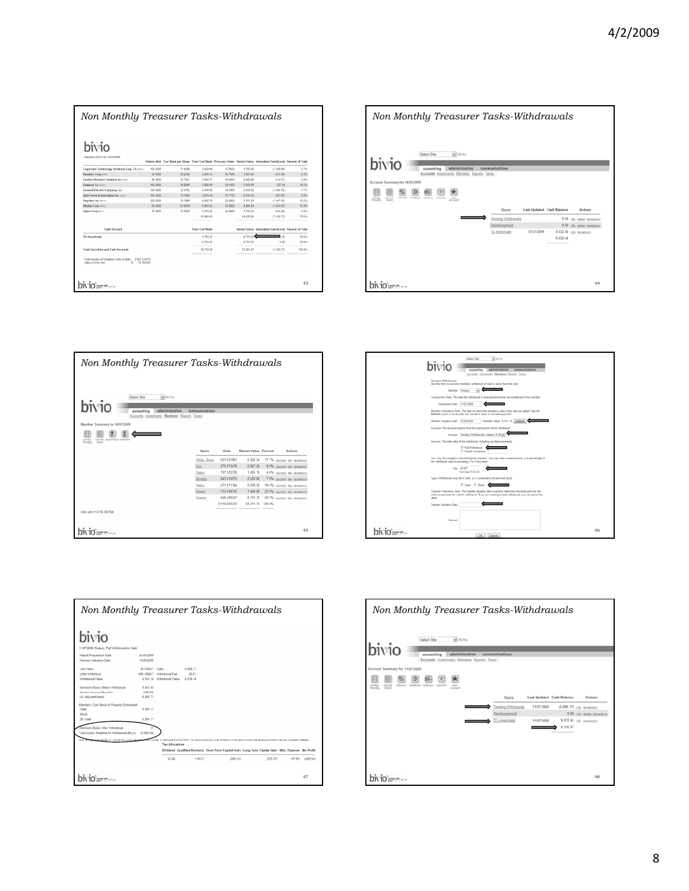## Non Monthly Treasurer Tasks-Withdrawals

**bivio**

Valuation (NAV) for 10/29/2008

| | Shares Held | Cost Basis per Share | Total Cost Basis | Price per Share | Market Value | Unrealized Gain/(Loss) | Percent of Total |
|---|---|---|---|---|---|---|---|
| Cognizant Technology Solutions Corp. Cl (CTSH) | 100.0000 | 31.6398 | 3,163.98 | 17.9600 | 1,796.00 | (1,369.98) | 5.7% |
| Danaher Corp (DHR) | 35.0000 | 65.2329 | 2,483.15 | 55.7900 | 1,957.65 | (425.50) | 6.3% |
| FactSet Research Systems Inc (FDS) | 80.0000 | 45.7921 | 3,663.37 | 36.8600 | 2,948.80 | (714.57) | 9.4% |
| Fastenal Co (FAST) | 100.0000 | 36.8099 | 3,684.99 | 39.1200 | 3,912.00 | 227.01 | 12.5% |
| General Electric Company (GE) | 120.0000 | 33.5792 | 4,104.96 | 19.2800 | 2,419.20 | (1,665.76) | 7.7% |
| Jack Henry & Associates Inc (JKHY) | 150.0000 | 19.1000 | 2,879.48 | 16.7700 | 2,516.50 | (363.98) | 8.0% |
| Paychex Inc (PAYX) | 120.0000 | 38.1898 | 4,582.78 | 26.4800 | 3,175.20 | (1,407.58) | 10.2% |
| Stryker Corp (SYK) | 90.0000 | 63.6429 | 5,691.43 | 50.5500 | 4,046.40 | (1,645.03) | 12.9% |
| Sysco Corp (SYY) | 70.0000 | 33.9229 | 2,374.60 | 24.9900 | 1,749.30 | (624.40) | 5.6% |
| | | | 31,968.68 | | 24,539.95 | (7,428.73) | 78.5% |

| Cash Account | Total Cost Basis | Market Value | Unrealized Gain/(Loss) | Percent of Total |
|---|---|---|---|---|
| TD Ameritrade | 6,741.52 | 6,741.52 | 0.00 | 21.5% |
| | 6,741.52 | 6,741.52 | 0.00 | 21.5% |
| Total Securities and Cash Accounts | 38,710.20 | 31,281.47 | (7,428.73) | 100.0% |

Total Number of Valuation Units to Date 2,922.314873
Value of One Unit $ 10.704349

## Non Monthly Treasurer Tasks-Withdrawals

Account Summary for 04/01/2009

| Name | Last Updated | Cash Balance | Actions |
|---|---|---|---|
| Pending Withdrawals | | 0.00 | info, delete, transactions |
| Reimbursement | | 0.00 | info, delete, transactions |
| TD Ameritrade | 03/31/2009 | 9,632.44 | info, transactions |
| | | 9,632.44 | |

## Non Monthly Treasurer Tasks-Withdrawals

Member Summary for 04/01/2009

| Name | Units | Market Value | Percent | Actions |
|---|---|---|---|---|
| White, Snow | 531.531881 | 5,525.34 | 17.1% | payment, fee, transactions |
| Doc | 275.873478 | 2,867.20 | 8.9% | payment, fee, transactions |
| Dopey | 137.123732 | 1,425.15 | 4.4% | payment, fee, transactions |
| Grumpy | 243.415575 | 2,529.86 | 7.9% | payment, fee, transactions |
| Happy | 571.471184 | 5,939.39 | 18.3% | payment, fee, transactions |
| Sleepy | 712.936315 | 7,409.68 | 22.9% | payment, fee, transactions |
| Sneezy | 646.109247 | 6,715.12 | 20.7% | payment, fee, transactions |
| | 3,118.563(0)2 | 32,411.74 | 100.0% | |

One unit = $ 10.393164

## Member Withdrawal

Use this form to record a members withdrawal of cash or stock from the club

Member: Sneezy

Transaction Date. The date the withdrawal is executed and funds are transferred to the member.

Transaction Date: 11/07/2008

Member Valuation Date. The date on which the member's units in the club are valued. Use the Refresh button to recalculate the member's value on the date specified.

Member Valuation Date: 10/29/2008 Member Value: 6,916.18 Refresh

Account. The account used to fund the cash portion of the withdrawal.

Account: Pending Withdrawals, balance 0.00

Amount. The total value of the withdrawal, including any fees assessed.

- Full Withdrawal
- Partial Withdrawal

Fee. Any fee charged to the withdrawing member. You may enter a cash amount, or a percentage of the withdrawal value by including a % in the value.

Fee: 20.01

Type. Withdrawals may be in cash, or a combination of cash and stock.

- Cash
- Stock

Transfer Valuation Date. The transfer valuation date is used to determine the share price for the club's investments for a stock withdrawal. If you are making a cash withdrawal, you can ignore this value.

Transfer Valuation Date:

Remark:

Ok Cancel

## Non Monthly Treasurer Tasks-Withdrawals

**bivio**

11/07/2008 Sneezy, Full Withdrawal in Cash

| | | | |
|---|---|---|---|
| Report Preparation Date | 04/01/2009 | | |
| Member Valuation Date | 10/29/2008 | | |
| Unit Value | 10.704351 | Cash | 6,896.17 |
| Units Withdrawn | 646.109247 | Withdrawal Fee | 20.01 |
| Withdrawal Value | 6,916.18 | Withdrawal Value | 6,916.18 |
| Member's Basis Before Withdrawal | 6,955.55 | | |
| Pending Income Allocation | (458.84) | | |
| (A) Adjusted basis | 6,896.71 | | |
| Member's Cost Basis of Property Distributed | | | |
| Cash | 6,896.17 | | |
| Stock | - | | |
| (B) Total | 6,896.17 | | |
| Member's Basis After Withdrawal | 0 | | |
| Gain/(Loss) Realized on Withdrawal (B)-(A) | (1,650.54) | | |

Tax Allocations

| Dividend | Qualified Dividend | Short-Term Capital Gain | Long-Term Capital Gain | Misc. Expense | Net Profit |
|---|---|---|---|---|---|
| 15.24 | 118.63 | (306.53) | (270.37) | (17.81) | (458.84) |

## Non Monthly Treasurer Tasks-Withdrawals

Account Summary for 11/07/2008

| Name | Last Updated | Cash Balance | Actions |
|---|---|---|---|
| Pending Withdrawals | 11/07/2008 | (6,896.17) | info, transactions |
| Reimbursement | | 0.00 | info, delete, transactions |
| TD Ameritrade | 11/07/2008 | 9,032.44 | info, transactions |
| | | 2,136.27 | |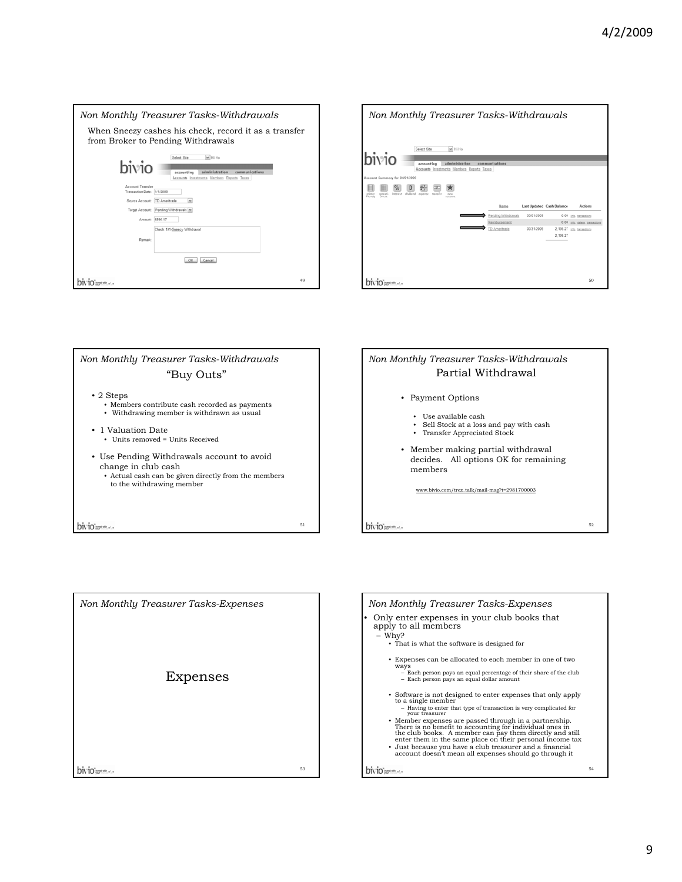## Non Monthly Treasurer Tasks-Withdrawals

When Sneezy cashes his check, record it as a transfer from Broker to Pending Withdrawals

Account Transfer
Transaction Date: 1/1/2009
Source Account: TD Ameritrade
Target Account: Pending Withdrawals
Amount: 6894.17
Remark: Check 101-Sneezy Withdrawal

## Non Monthly Treasurer Tasks-Withdrawals

Account Summary for 04/01/2009

| Name | Last Updated | Cash Balance | Actions |
|---|---|---|---|
| Pending Withdrawals | 03/01/2009 | 0.00 | info, transactions |
| Reimbursement | | 0.00 | info, delete, transactions |
| TD Ameritrade | 03/31/2009 | 2,136.27 | info, transactions |
| | | 2,136.27 | |

## Non Monthly Treasurer Tasks-Withdrawals

### "Buy Outs"

- 2 Steps
  - Members contribute cash recorded as payments
  - Withdrawing member is withdrawn as usual
- 1 Valuation Date
  - Units removed = Units Received
- Use Pending Withdrawals account to avoid change in club cash
  - Actual cash can be given directly from the members to the withdrawing member

## Non Monthly Treasurer Tasks-Withdrawals

### Partial Withdrawal

- Payment Options
  - Use available cash
  - Sell Stock at a loss and pay with cash
  - Transfer Appreciated Stock
- Member making partial withdrawal decides. All options OK for remaining members

www.bivio.com/trez_talk/mail-msg?t=2981700003

## Non Monthly Treasurer Tasks-Expenses

Expenses

## Non Monthly Treasurer Tasks-Expenses

- Only enter expenses in your club books that apply to all members
  - Why?
    - That is what the software is designed for
    - Expenses can be allocated to each member in one of two ways
      - Each person pays an equal percentage of their share of the club
      - Each person pays an equal dollar amount
    - Software is not designed to enter expenses that only apply to a single member
      - Having to enter that type of transaction is very complicated for your treasurer
    - Member expenses are passed through in a partnership. There is no benefit to accounting for individual ones in the club books. A member can pay them directly and still enter them in the same place on their personal income tax
    - Just because you have a club treasurer and a financial account doesn't mean all expenses should go through it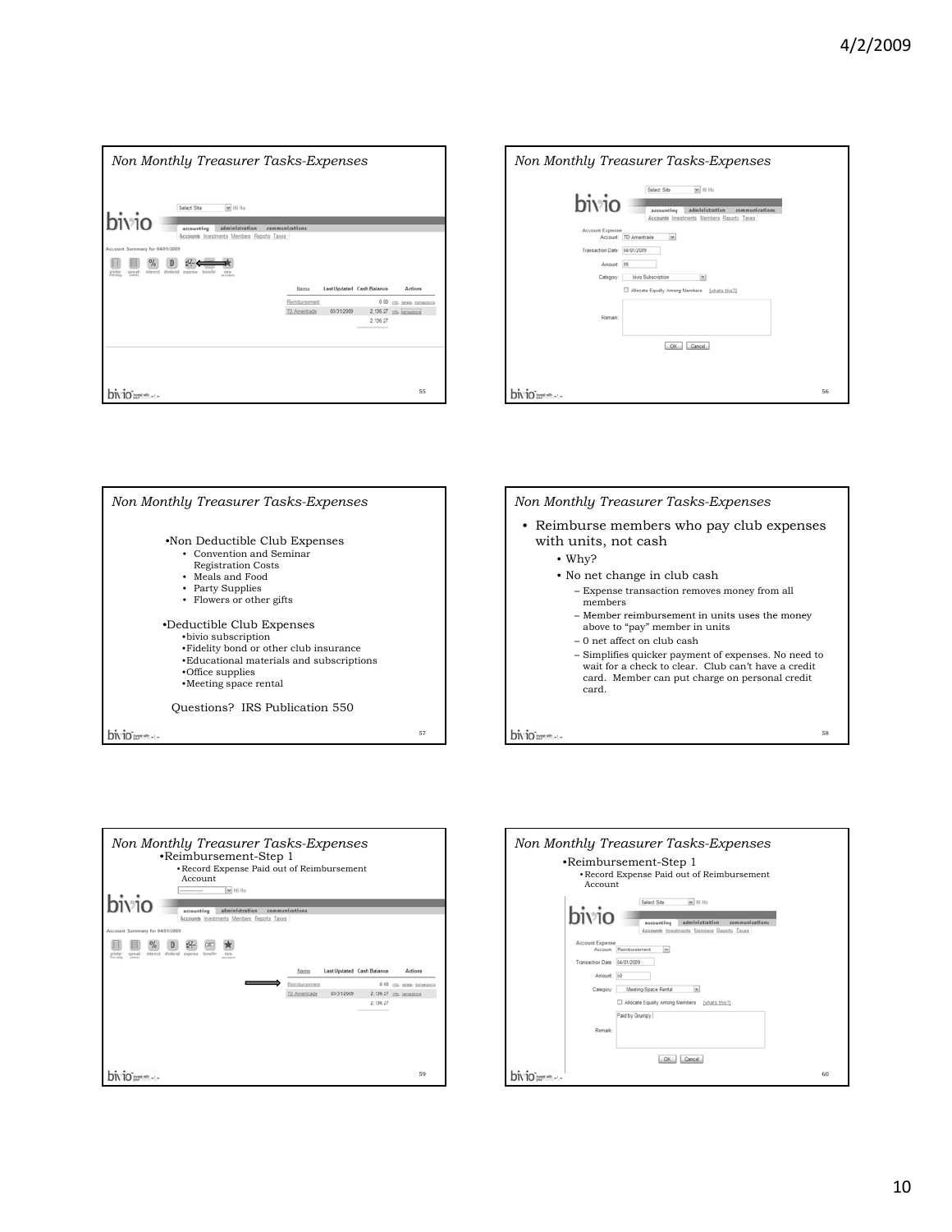## Non Monthly Treasurer Tasks-Expenses

bivio

Select Site | Hi Ho

accounting | administration | communications

Accounts Investments Members Reports Taxes

Account Summary for 04/01/2009

printer friendly | spreadsheet | interest | dividend | expense | transfer | new accounts

| Name | Last Updated | Cash Balance | Actions |
|---|---|---|---|
| Reimbursement | | 0.00 | info, delete, transactions |
| TD Ameritrade | 03/31/2009 | 2,136.27 | info, transactions |
| | | 2,136.27 | |

## Non Monthly Treasurer Tasks-Expenses

bivio

Account Expense

Account: TD Ameritrade

Transaction Date: 04/01/2009

Amount: 99

Category: bivio Subscription

Allocate Equally Among Members [what's this?]

Remark:

OK | Cancel

## Non Monthly Treasurer Tasks-Expenses

- Non Deductible Club Expenses
  - Convention and Seminar Registration Costs
  - Meals and Food
  - Party Supplies
  - Flowers or other gifts
- Deductible Club Expenses
  - bivio subscription
  - Fidelity bond or other club insurance
  - Educational materials and subscriptions
  - Office supplies
  - Meeting space rental

Questions? IRS Publication 550

## Non Monthly Treasurer Tasks-Expenses

- Reimburse members who pay club expenses with units, not cash
  - Why?
  - No net change in club cash
    - Expense transaction removes money from all members
    - Member reimbursement in units uses the money above to "pay" member in units
    - 0 net affect on club cash
    - Simplifies quicker payment of expenses. No need to wait for a check to clear. Club can't have a credit card. Member can put charge on personal credit card.

## Non Monthly Treasurer Tasks-Expenses

- Reimbursement-Step 1
  - Record Expense Paid out of Reimbursement Account

bivio

accounting | administration | communications

Accounts Investments Members Reports Taxes

Account Summary for 04/01/2009

printer friendly | spreadsheet | interest | dividend | expense | transfer | new accounts

| Name | Last Updated | Cash Balance | Actions |
|---|---|---|---|
| Reimbursement | | 0.00 | info, delete, transactions |
| TD Ameritrade | 03/31/2009 | 2,136.27 | info, transactions |
| | | 2,136.27 | |

## Non Monthly Treasurer Tasks-Expenses

- Reimbursement-Step 1
  - Record Expense Paid out of Reimbursement Account

bivio

Account Expense

Account: Reimbursement

Transaction Date: 04/01/2009

Amount: 50

Category: Meeting Space Rental

Allocate Equally Among Members [what's this?]

Remark: Paid by Grumpy

OK | Cancel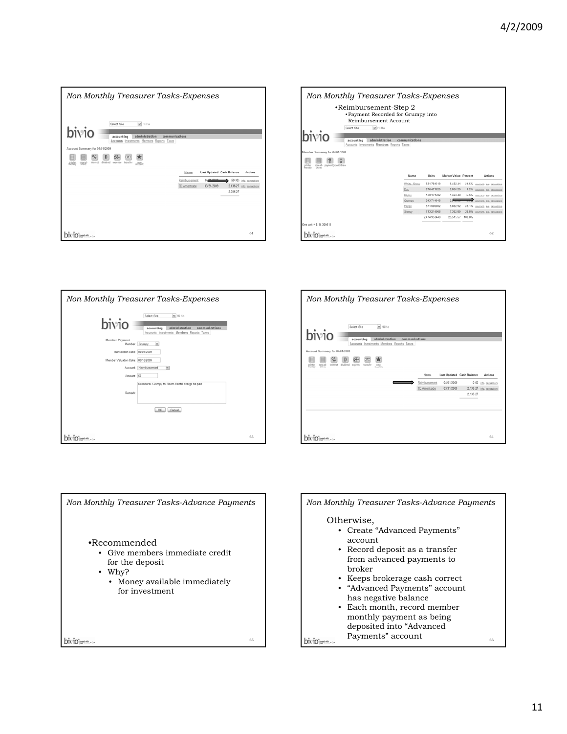## Non Monthly Treasurer Tasks-Expenses

bivio

Select Site | Hi Ho

accounting | administration | communications

Accounts Investments Members Reports Taxes

Account Summary for 04/01/2009

printer friendly | spreadsheet | interest | dividend | expense | transfer | new account

| Name | Last Updated | Cash Balance | Actions |
|---|---|---|---|
| Reimbursement | 04/01/2009 | (50.00) | info, transactions |
| TD Ameritrade | 03/31/2009 | 2,136.27 | info, transactions |
| | | 2,086.27 | |

## Non Monthly Treasurer Tasks-Expenses

- Reimbursement-Step 2
  - Payment Recorded for Grumpy into Reimbursement Account

bivio

Select Site | Hi Ho

accounting | administration | communications

Accounts Investments Members Reports Taxes

Member Summary for 04/01/2009

printer friendly | spreadsheet | payment(s) | withdraw

| Name | Units | Market Value | Percent | Actions |
|---|---|---|---|---|
| White, Snow | 531.781519 | 5,482.41 | 21.5% | payment, fee, transactions |
| Doc | 276.471629 | 2,850.29 | 11.2% | payment, fee, transactions |
| Dopey | 138.171582 | 1,424.48 | 5.6% | payment, fee, transactions |
| Grumpy | 243.714548 | 2,5... | ... | payment, fee, transactions |
| Happy | 571.600902 | 5,892.92 | 23.1% | payment, fee, transactions |
| Sleepy | 713.214868 | 7,352.89 | 28.8% | payment, fee, transactions |
| | 2,474.953448 | 25,515.57 | 100.0% | |

One unit = $ 10.309515

## Non Monthly Treasurer Tasks-Expenses

bivio

Select Site | Hi Ho

accounting | administration | communications

Accounts Investments Members Reports Taxes

Member Payment

Member: Grumpy

Transaction Date: 04/01/2009

Member Valuation Date: 03/16/2009

Account: Reimbursement

Amount: 50

Remark: Reimburse Grumpy for Room Rental charge he paid

OK | Cancel

## Non Monthly Treasurer Tasks-Expenses

bivio

Select Site | Hi Ho

accounting | administration | communications

Accounts Investments Members Reports Taxes

Account Summary for 04/01/2009

printer friendly | spreadsheet | interest | dividend | expense | transfer | new account

| Name | Last Updated | Cash Balance | Actions |
|---|---|---|---|
| Reimbursement | 04/01/2009 | 0.00 | info, transactions |
| TD Ameritrade | 03/31/2009 | 2,136.27 | info, transactions |
| | | 2,136.27 | |

## Non Monthly Treasurer Tasks-Advance Payments

- Recommended
  - Give members immediate credit for the deposit
  - Why?
    - Money available immediately for investment

## Non Monthly Treasurer Tasks-Advance Payments

Otherwise,

- Create "Advanced Payments" account
- Record deposit as a transfer from advanced payments to broker
- Keeps brokerage cash correct
- "Advanced Payments" account has negative balance
- Each month, record member monthly payment as being deposited into "Advanced Payments" account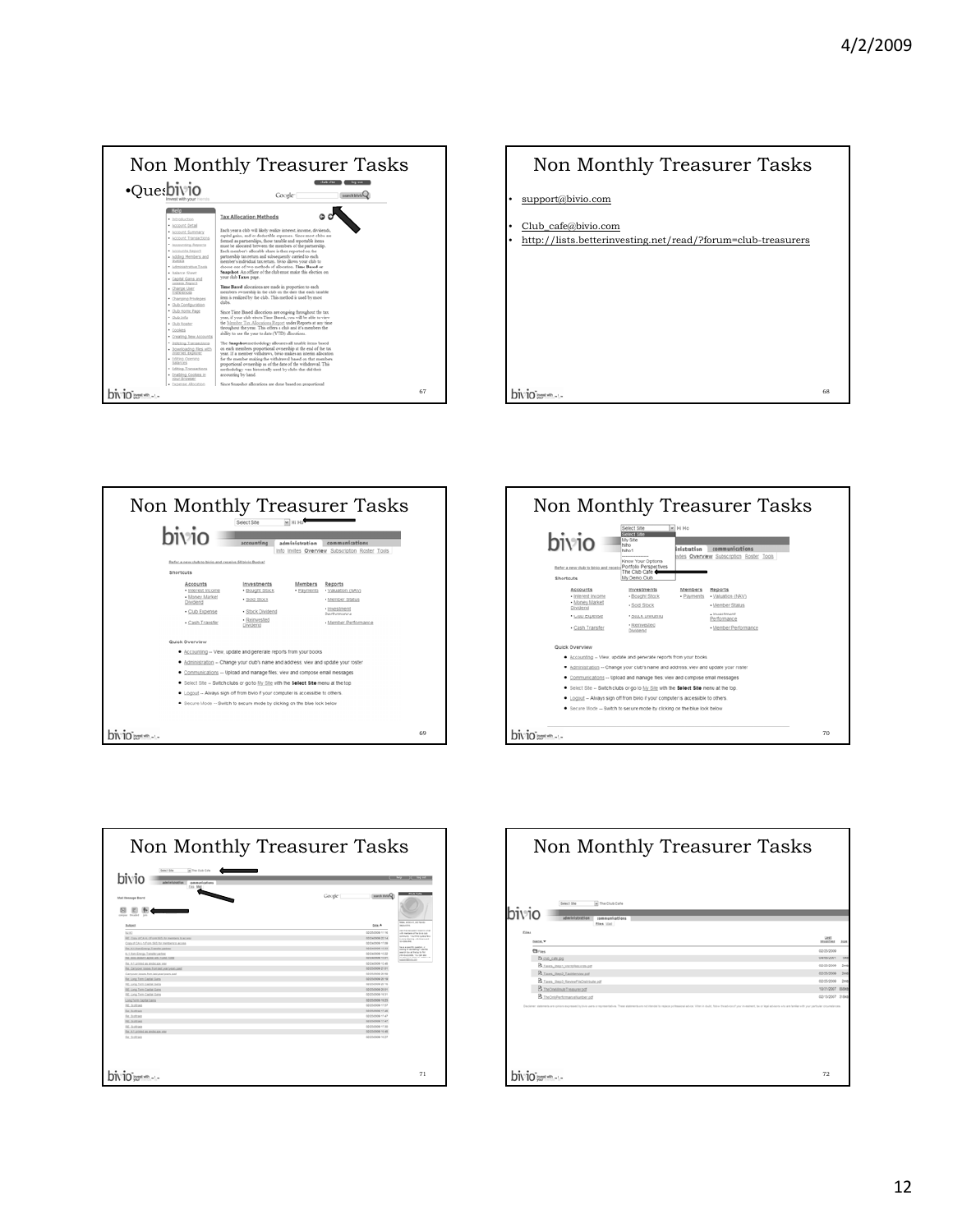## Non Monthly Treasurer Tasks

•Ques

## Non Monthly Treasurer Tasks

- support@bivio.com
- Club_cafe@bivio.com
- http://lists.betterinvesting.net/read/?forum=club-treasurers

## Non Monthly Treasurer Tasks

## Non Monthly Treasurer Tasks

## Non Monthly Treasurer Tasks

## Non Monthly Treasurer Tasks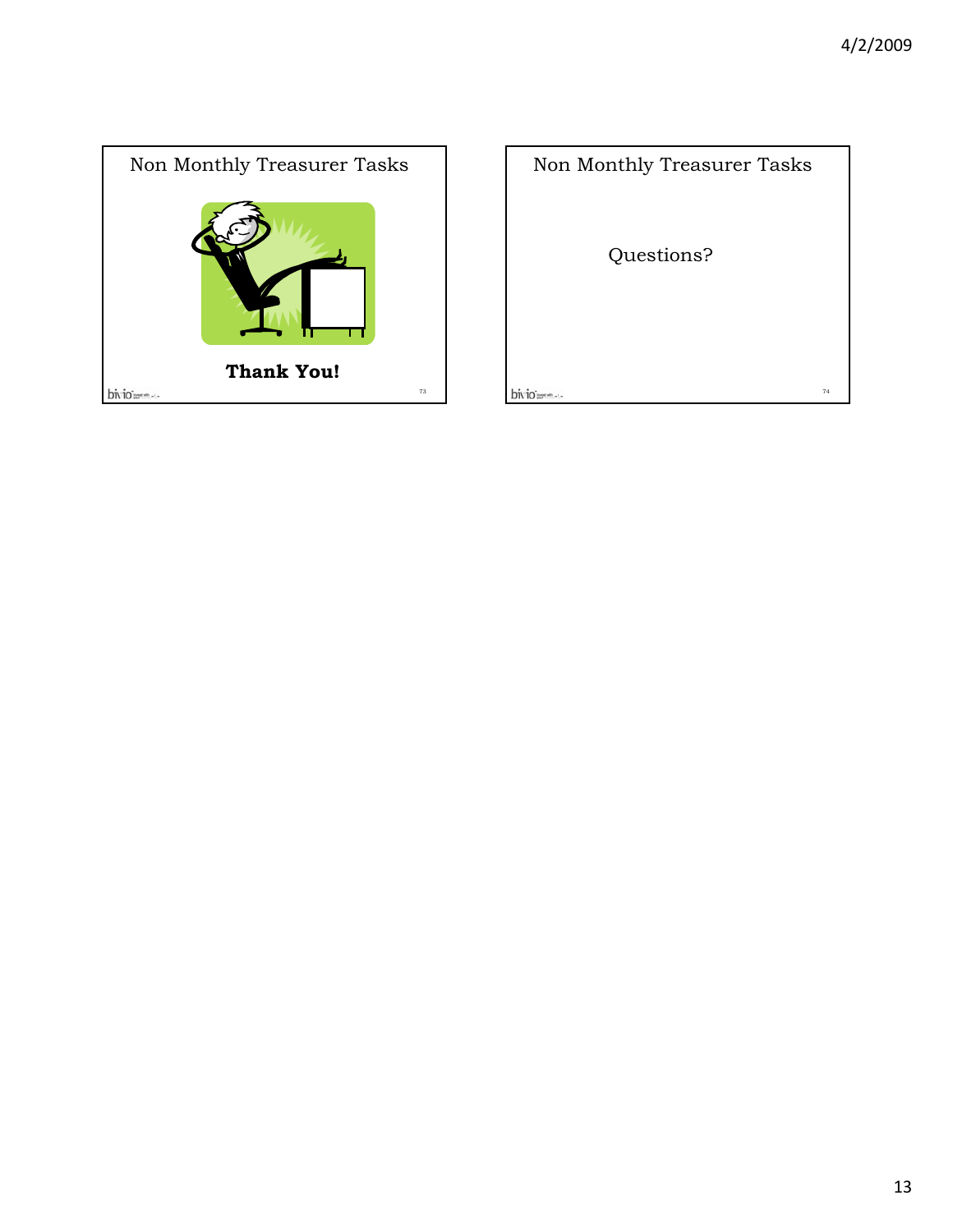## Non Monthly Treasurer Tasks

**Thank You!**

## Non Monthly Treasurer Tasks

Questions?